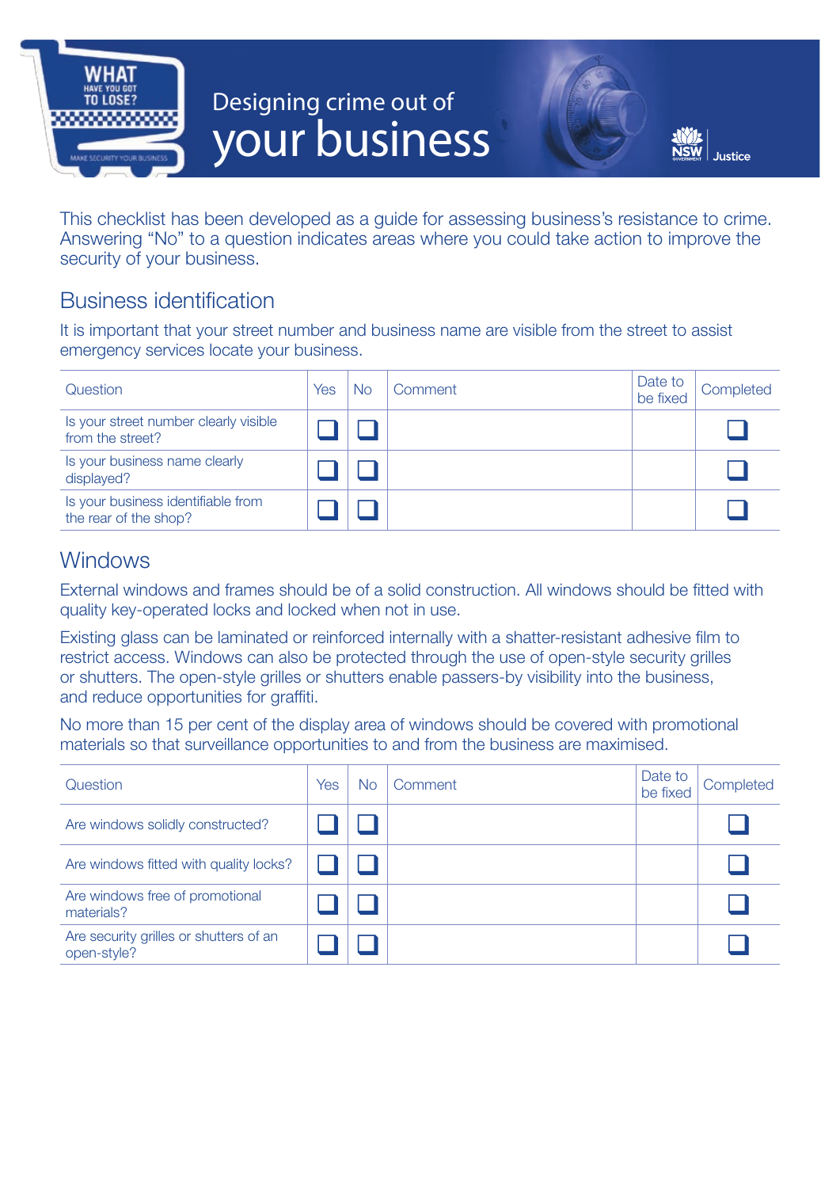# Designing crime out of your business

This checklist has been developed as a guide for assessing business's resistance to crime. Answering "No" to a question indicates areas where you could take action to improve the security of your business.

## Business identification

It is important that your street number and business name are visible from the street to assist emergency services locate your business.

| Question | Yes | No | Comment | Date to be fixed | Completed |
|---|---|---|---|---|---|
| Is your street number clearly visible from the street? | ☐ | ☐ | | | ☐ |
| Is your business name clearly displayed? | ☐ | ☐ | | | ☐ |
| Is your business identifiable from the rear of the shop? | ☐ | ☐ | | | ☐ |

## Windows

External windows and frames should be of a solid construction. All windows should be fitted with quality key-operated locks and locked when not in use.

Existing glass can be laminated or reinforced internally with a shatter-resistant adhesive film to restrict access. Windows can also be protected through the use of open-style security grilles or shutters. The open-style grilles or shutters enable passers-by visibility into the business, and reduce opportunities for graffiti.

No more than 15 per cent of the display area of windows should be covered with promotional materials so that surveillance opportunities to and from the business are maximised.

| Question | Yes | No | Comment | Date to be fixed | Completed |
|---|---|---|---|---|---|
| Are windows solidly constructed? | ☐ | ☐ | | | ☐ |
| Are windows fitted with quality locks? | ☐ | ☐ | | | ☐ |
| Are windows free of promotional materials? | ☐ | ☐ | | | ☐ |
| Are security grilles or shutters of an open-style? | ☐ | ☐ | | | ☐ |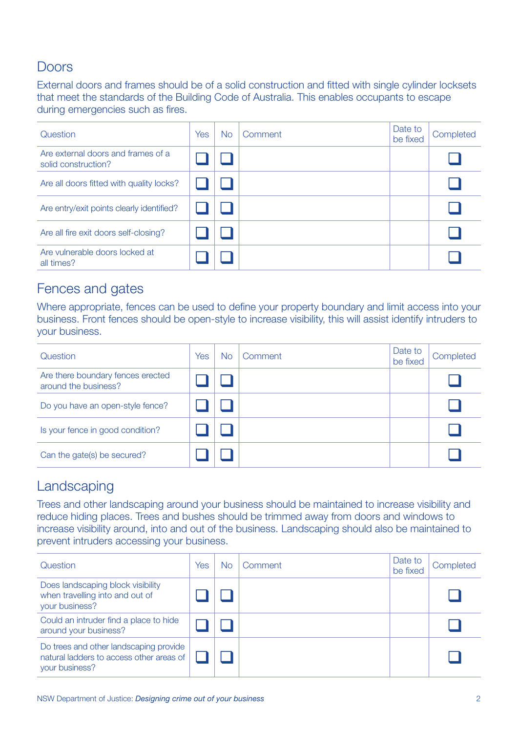## Doors

External doors and frames should be of a solid construction and fitted with single cylinder locksets that meet the standards of the Building Code of Australia. This enables occupants to escape during emergencies such as fires.

| Question | Yes | No | Comment | Date to be fixed | Completed |
|---|---|---|---|---|---|
| Are external doors and frames of a solid construction? | ☐ | ☐ | | | ☐ |
| Are all doors fitted with quality locks? | ☐ | ☐ | | | ☐ |
| Are entry/exit points clearly identified? | ☐ | ☐ | | | ☐ |
| Are all fire exit doors self-closing? | ☐ | ☐ | | | ☐ |
| Are vulnerable doors locked at all times? | ☐ | ☐ | | | ☐ |

## Fences and gates

Where appropriate, fences can be used to define your property boundary and limit access into your business. Front fences should be open-style to increase visibility, this will assist identify intruders to your business.

| Question | Yes | No | Comment | Date to be fixed | Completed |
|---|---|---|---|---|---|
| Are there boundary fences erected around the business? | ☐ | ☐ | | | ☐ |
| Do you have an open-style fence? | ☐ | ☐ | | | ☐ |
| Is your fence in good condition? | ☐ | ☐ | | | ☐ |
| Can the gate(s) be secured? | ☐ | ☐ | | | ☐ |

## Landscaping

Trees and other landscaping around your business should be maintained to increase visibility and reduce hiding places. Trees and bushes should be trimmed away from doors and windows to increase visibility around, into and out of the business. Landscaping should also be maintained to prevent intruders accessing your business.

| Question | Yes | No | Comment | Date to be fixed | Completed |
|---|---|---|---|---|---|
| Does landscaping block visibility when travelling into and out of your business? | ☐ | ☐ | | | ☐ |
| Could an intruder find a place to hide around your business? | ☐ | ☐ | | | ☐ |
| Do trees and other landscaping provide natural ladders to access other areas of your business? | ☐ | ☐ | | | ☐ |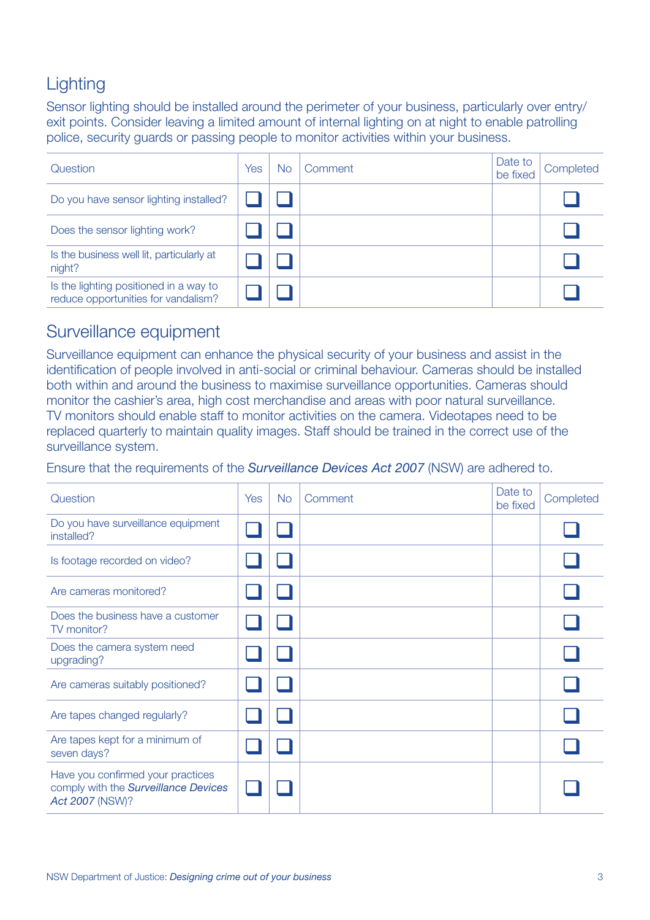## Lighting

Sensor lighting should be installed around the perimeter of your business, particularly over entry/exit points. Consider leaving a limited amount of internal lighting on at night to enable patrolling police, security guards or passing people to monitor activities within your business.

| Question | Yes | No | Comment | Date to be fixed | Completed |
|---|---|---|---|---|---|
| Do you have sensor lighting installed? | ❑ | ❑ | | | ❑ |
| Does the sensor lighting work? | ❑ | ❑ | | | ❑ |
| Is the business well lit, particularly at night? | ❑ | ❑ | | | ❑ |
| Is the lighting positioned in a way to reduce opportunities for vandalism? | ❑ | ❑ | | | ❑ |

## Surveillance equipment

Surveillance equipment can enhance the physical security of your business and assist in the identification of people involved in anti-social or criminal behaviour. Cameras should be installed both within and around the business to maximise surveillance opportunities. Cameras should monitor the cashier's area, high cost merchandise and areas with poor natural surveillance. TV monitors should enable staff to monitor activities on the camera. Videotapes need to be replaced quarterly to maintain quality images. Staff should be trained in the correct use of the surveillance system.

Ensure that the requirements of the ***Surveillance Devices Act 2007*** (NSW) are adhered to.

| Question | Yes | No | Comment | Date to be fixed | Completed |
|---|---|---|---|---|---|
| Do you have surveillance equipment installed? | ❑ | ❑ | | | ❑ |
| Is footage recorded on video? | ❑ | ❑ | | | ❑ |
| Are cameras monitored? | ❑ | ❑ | | | ❑ |
| Does the business have a customer TV monitor? | ❑ | ❑ | | | ❑ |
| Does the camera system need upgrading? | ❑ | ❑ | | | ❑ |
| Are cameras suitably positioned? | ❑ | ❑ | | | ❑ |
| Are tapes changed regularly? | ❑ | ❑ | | | ❑ |
| Are tapes kept for a minimum of seven days? | ❑ | ❑ | | | ❑ |
| Have you confirmed your practices comply with the ***Surveillance Devices Act 2007*** (NSW)? | ❑ | ❑ | | | ❑ |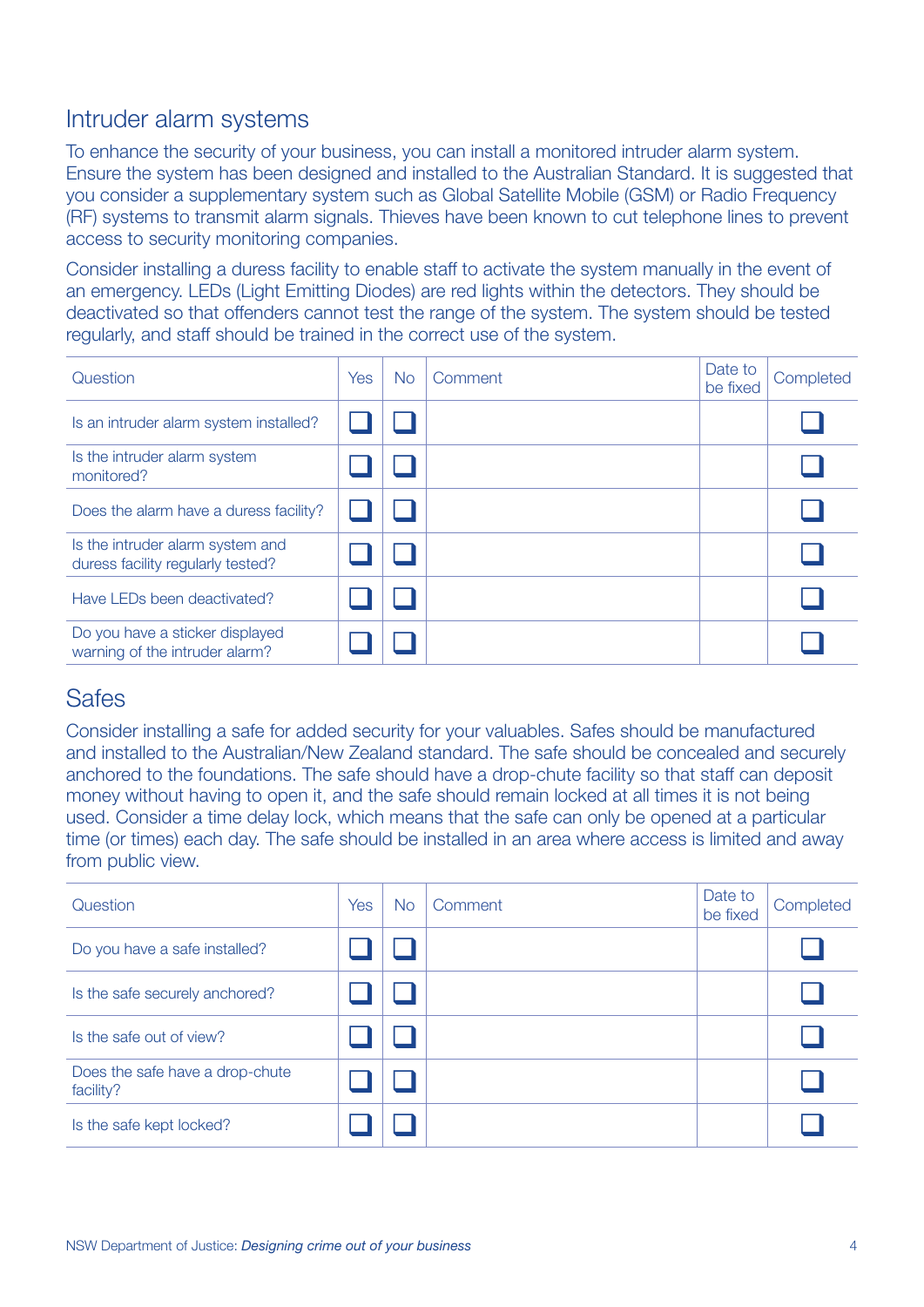## Intruder alarm systems

To enhance the security of your business, you can install a monitored intruder alarm system. Ensure the system has been designed and installed to the Australian Standard. It is suggested that you consider a supplementary system such as Global Satellite Mobile (GSM) or Radio Frequency (RF) systems to transmit alarm signals. Thieves have been known to cut telephone lines to prevent access to security monitoring companies.

Consider installing a duress facility to enable staff to activate the system manually in the event of an emergency. LEDs (Light Emitting Diodes) are red lights within the detectors. They should be deactivated so that offenders cannot test the range of the system. The system should be tested regularly, and staff should be trained in the correct use of the system.

| Question | Yes | No | Comment | Date to be fixed | Completed |
|---|---|---|---|---|---|
| Is an intruder alarm system installed? | ☐ | ☐ | | | ☐ |
| Is the intruder alarm system monitored? | ☐ | ☐ | | | ☐ |
| Does the alarm have a duress facility? | ☐ | ☐ | | | ☐ |
| Is the intruder alarm system and duress facility regularly tested? | ☐ | ☐ | | | ☐ |
| Have LEDs been deactivated? | ☐ | ☐ | | | ☐ |
| Do you have a sticker displayed warning of the intruder alarm? | ☐ | ☐ | | | ☐ |

## Safes

Consider installing a safe for added security for your valuables. Safes should be manufactured and installed to the Australian/New Zealand standard. The safe should be concealed and securely anchored to the foundations. The safe should have a drop-chute facility so that staff can deposit money without having to open it, and the safe should remain locked at all times it is not being used. Consider a time delay lock, which means that the safe can only be opened at a particular time (or times) each day. The safe should be installed in an area where access is limited and away from public view.

| Question | Yes | No | Comment | Date to be fixed | Completed |
|---|---|---|---|---|---|
| Do you have a safe installed? | ☐ | ☐ | | | ☐ |
| Is the safe securely anchored? | ☐ | ☐ | | | ☐ |
| Is the safe out of view? | ☐ | ☐ | | | ☐ |
| Does the safe have a drop-chute facility? | ☐ | ☐ | | | ☐ |
| Is the safe kept locked? | ☐ | ☐ | | | ☐ |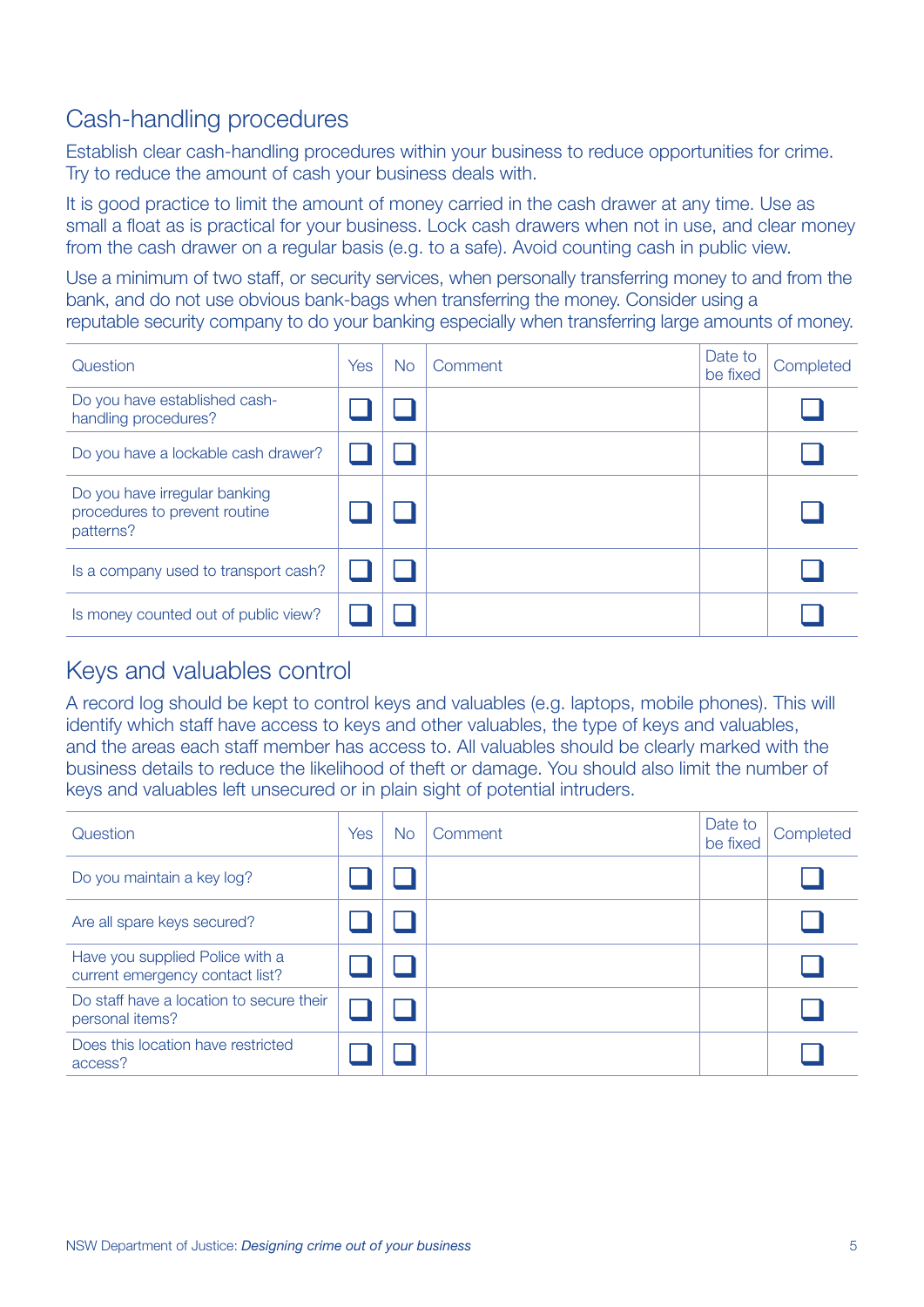## Cash-handling procedures

Establish clear cash-handling procedures within your business to reduce opportunities for crime. Try to reduce the amount of cash your business deals with.

It is good practice to limit the amount of money carried in the cash drawer at any time. Use as small a float as is practical for your business. Lock cash drawers when not in use, and clear money from the cash drawer on a regular basis (e.g. to a safe). Avoid counting cash in public view.

Use a minimum of two staff, or security services, when personally transferring money to and from the bank, and do not use obvious bank-bags when transferring the money. Consider using a reputable security company to do your banking especially when transferring large amounts of money.

| Question | Yes | No | Comment | Date to be fixed | Completed |
|---|---|---|---|---|---|
| Do you have established cash-handling procedures? | ☐ | ☐ | | | ☐ |
| Do you have a lockable cash drawer? | ☐ | ☐ | | | ☐ |
| Do you have irregular banking procedures to prevent routine patterns? | ☐ | ☐ | | | ☐ |
| Is a company used to transport cash? | ☐ | ☐ | | | ☐ |
| Is money counted out of public view? | ☐ | ☐ | | | ☐ |

## Keys and valuables control

A record log should be kept to control keys and valuables (e.g. laptops, mobile phones). This will identify which staff have access to keys and other valuables, the type of keys and valuables, and the areas each staff member has access to. All valuables should be clearly marked with the business details to reduce the likelihood of theft or damage. You should also limit the number of keys and valuables left unsecured or in plain sight of potential intruders.

| Question | Yes | No | Comment | Date to be fixed | Completed |
|---|---|---|---|---|---|
| Do you maintain a key log? | ☐ | ☐ | | | ☐ |
| Are all spare keys secured? | ☐ | ☐ | | | ☐ |
| Have you supplied Police with a current emergency contact list? | ☐ | ☐ | | | ☐ |
| Do staff have a location to secure their personal items? | ☐ | ☐ | | | ☐ |
| Does this location have restricted access? | ☐ | ☐ | | | ☐ |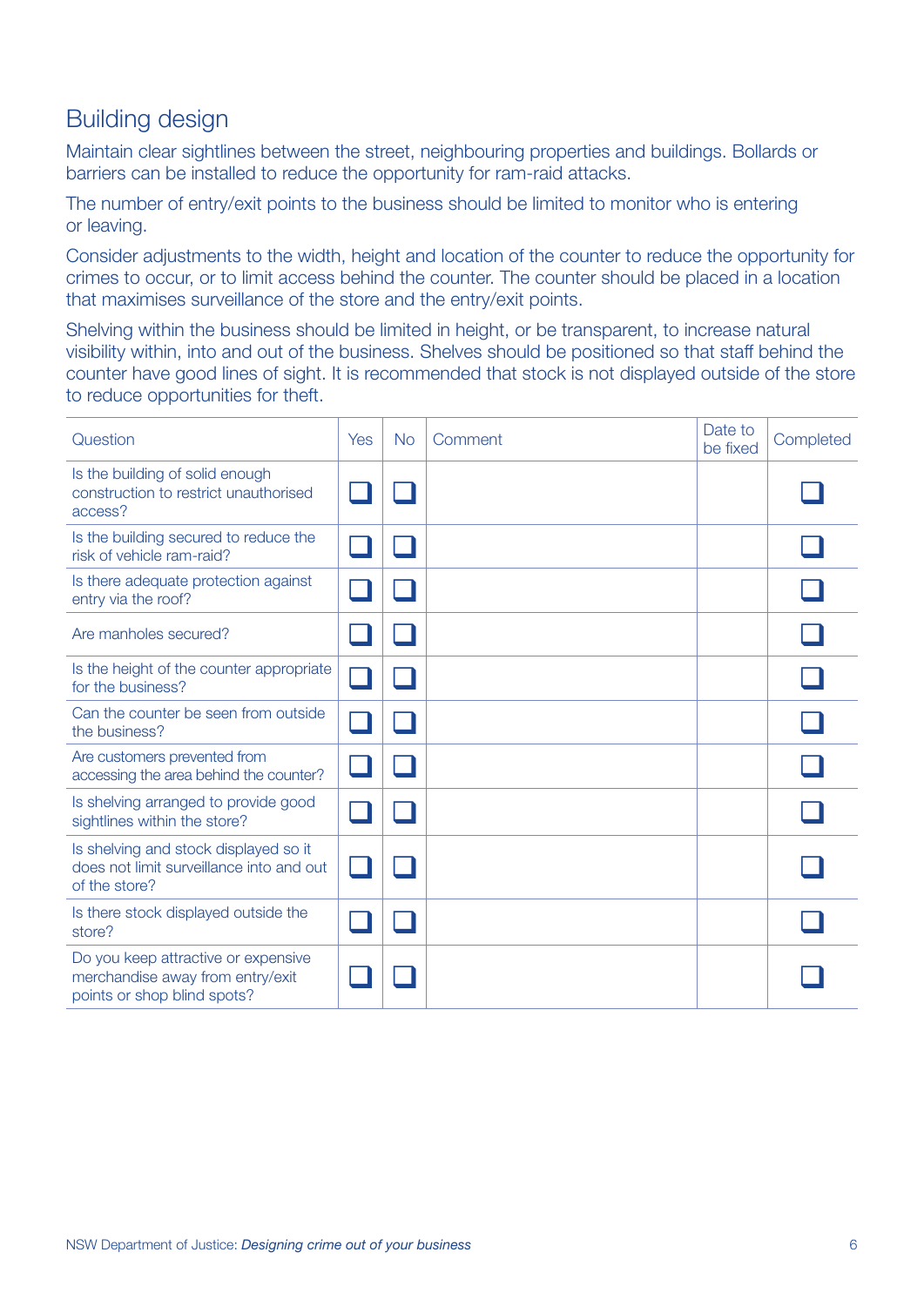## Building design

Maintain clear sightlines between the street, neighbouring properties and buildings. Bollards or barriers can be installed to reduce the opportunity for ram-raid attacks.

The number of entry/exit points to the business should be limited to monitor who is entering or leaving.

Consider adjustments to the width, height and location of the counter to reduce the opportunity for crimes to occur, or to limit access behind the counter. The counter should be placed in a location that maximises surveillance of the store and the entry/exit points.

Shelving within the business should be limited in height, or be transparent, to increase natural visibility within, into and out of the business. Shelves should be positioned so that staff behind the counter have good lines of sight. It is recommended that stock is not displayed outside of the store to reduce opportunities for theft.

| Question | Yes | No | Comment | Date to be fixed | Completed |
|---|---|---|---|---|---|
| Is the building of solid enough construction to restrict unauthorised access? | ☐ | ☐ | | | ☐ |
| Is the building secured to reduce the risk of vehicle ram-raid? | ☐ | ☐ | | | ☐ |
| Is there adequate protection against entry via the roof? | ☐ | ☐ | | | ☐ |
| Are manholes secured? | ☐ | ☐ | | | ☐ |
| Is the height of the counter appropriate for the business? | ☐ | ☐ | | | ☐ |
| Can the counter be seen from outside the business? | ☐ | ☐ | | | ☐ |
| Are customers prevented from accessing the area behind the counter? | ☐ | ☐ | | | ☐ |
| Is shelving arranged to provide good sightlines within the store? | ☐ | ☐ | | | ☐ |
| Is shelving and stock displayed so it does not limit surveillance into and out of the store? | ☐ | ☐ | | | ☐ |
| Is there stock displayed outside the store? | ☐ | ☐ | | | ☐ |
| Do you keep attractive or expensive merchandise away from entry/exit points or shop blind spots? | ☐ | ☐ | | | ☐ |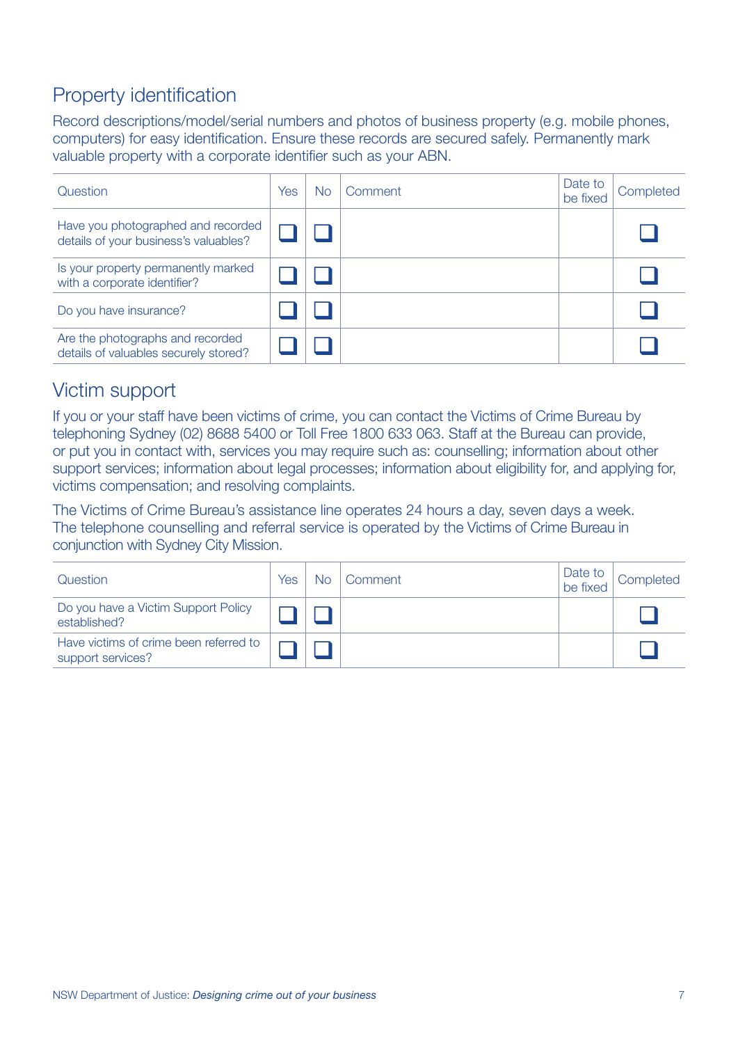## Property identification

Record descriptions/model/serial numbers and photos of business property (e.g. mobile phones, computers) for easy identification. Ensure these records are secured safely. Permanently mark valuable property with a corporate identifier such as your ABN.

| Question | Yes | No | Comment | Date to be fixed | Completed |
|---|---|---|---|---|---|
| Have you photographed and recorded details of your business's valuables? | ☐ | ☐ | | | ☐ |
| Is your property permanently marked with a corporate identifier? | ☐ | ☐ | | | ☐ |
| Do you have insurance? | ☐ | ☐ | | | ☐ |
| Are the photographs and recorded details of valuables securely stored? | ☐ | ☐ | | | ☐ |

## Victim support

If you or your staff have been victims of crime, you can contact the Victims of Crime Bureau by telephoning Sydney (02) 8688 5400 or Toll Free 1800 633 063. Staff at the Bureau can provide, or put you in contact with, services you may require such as: counselling; information about other support services; information about legal processes; information about eligibility for, and applying for, victims compensation; and resolving complaints.

The Victims of Crime Bureau's assistance line operates 24 hours a day, seven days a week. The telephone counselling and referral service is operated by the Victims of Crime Bureau in conjunction with Sydney City Mission.

| Question | Yes | No | Comment | Date to be fixed | Completed |
|---|---|---|---|---|---|
| Do you have a Victim Support Policy established? | ☐ | ☐ | | | ☐ |
| Have victims of crime been referred to support services? | ☐ | ☐ | | | ☐ |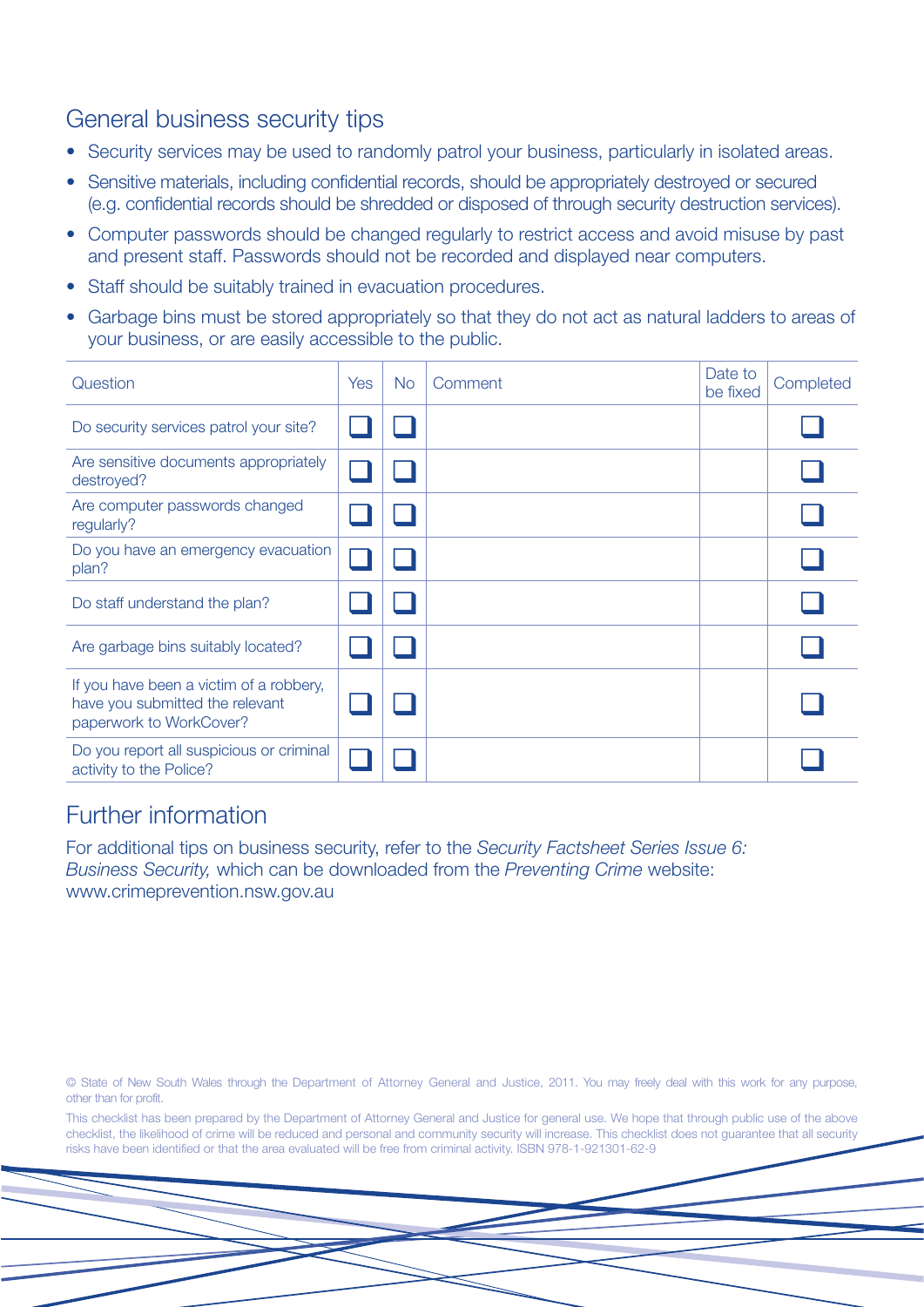## General business security tips

- Security services may be used to randomly patrol your business, particularly in isolated areas.
- Sensitive materials, including confidential records, should be appropriately destroyed or secured (e.g. confidential records should be shredded or disposed of through security destruction services).
- Computer passwords should be changed regularly to restrict access and avoid misuse by past and present staff. Passwords should not be recorded and displayed near computers.
- Staff should be suitably trained in evacuation procedures.
- Garbage bins must be stored appropriately so that they do not act as natural ladders to areas of your business, or are easily accessible to the public.

| Question | Yes | No | Comment | Date to be fixed | Completed |
|---|---|---|---|---|---|
| Do security services patrol your site? | ☐ | ☐ | | | ☐ |
| Are sensitive documents appropriately destroyed? | ☐ | ☐ | | | ☐ |
| Are computer passwords changed regularly? | ☐ | ☐ | | | ☐ |
| Do you have an emergency evacuation plan? | ☐ | ☐ | | | ☐ |
| Do staff understand the plan? | ☐ | ☐ | | | ☐ |
| Are garbage bins suitably located? | ☐ | ☐ | | | ☐ |
| If you have been a victim of a robbery, have you submitted the relevant paperwork to WorkCover? | ☐ | ☐ | | | ☐ |
| Do you report all suspicious or criminal activity to the Police? | ☐ | ☐ | | | ☐ |

## Further information

For additional tips on business security, refer to the *Security Factsheet Series Issue 6: Business Security,* which can be downloaded from the *Preventing Crime* website: www.crimeprevention.nsw.gov.au

© State of New South Wales through the Department of Attorney General and Justice, 2011. You may freely deal with this work for any purpose, other than for profit.

This checklist has been prepared by the Department of Attorney General and Justice for general use. We hope that through public use of the above checklist, the likelihood of crime will be reduced and personal and community security will increase. This checklist does not guarantee that all security risks have been identified or that the area evaluated will be free from criminal activity. ISBN 978-1-921301-62-9